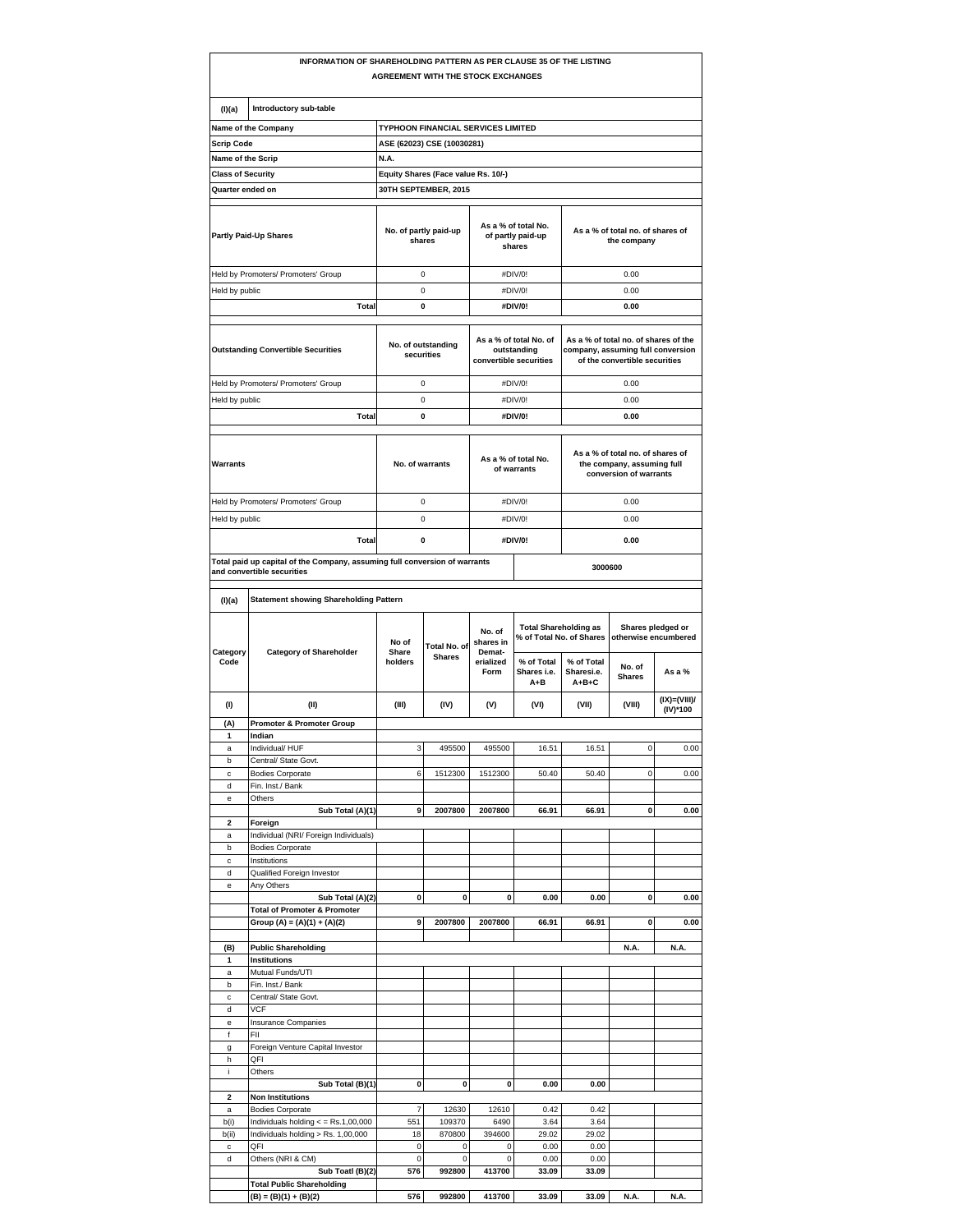# INFORMATION OF SHAREHOLDING PATTERN AS PER CLAUSE 35 OF THE LISTING AGREEMENT WITH THE STOCK EXCHANGES

| (I)(a) | Introductory sub-table |
|---|---|
| Name of the Company | TYPHOON FINANCIAL SERVICES LIMITED |
| Scrip Code | ASE (62023) CSE (10030281) |
| Name of the Scrip | N.A. |
| Class of Security | Equity Shares (Face value Rs. 10/-) |
| Quarter ended on | 30TH SEPTEMBER, 2015 |

| Partly Paid-Up Shares | No. of partly paid-up shares | As a % of total No. of partly paid-up shares | As a % of total no. of shares of the company |
|---|---|---|---|
| Held by Promoters/ Promoters' Group | 0 | #DIV/0! | 0.00 |
| Held by public | 0 | #DIV/0! | 0.00 |
| **Total** | **0** | **#DIV/0!** | **0.00** |

| Outstanding Convertible Securities | No. of outstanding securities | As a % of total No. of outstanding convertible securities | As a % of total no. of shares of the company, assuming full conversion of the convertible securities |
|---|---|---|---|
| Held by Promoters/ Promoters' Group | 0 | #DIV/0! | 0.00 |
| Held by public | 0 | #DIV/0! | 0.00 |
| **Total** | **0** | **#DIV/0!** | **0.00** |

| Warrants | No. of warrants | As a % of total No. of warrants | As a % of total no. of shares of the company, assuming full conversion of warrants |
|---|---|---|---|
| Held by Promoters/ Promoters' Group | 0 | #DIV/0! | 0.00 |
| Held by public | 0 | #DIV/0! | 0.00 |
| **Total** | **0** | **#DIV/0!** | **0.00** |

| Total paid up capital of the Company, assuming full conversion of warrants and convertible securities | 3000600 |
|---|---|

## (I)(a) Statement showing Shareholding Pattern

| Category Code | Category of Shareholder | No of Share holders | Total No. of Shares | No. of shares in Demat-erialized Form | Total Shareholding as % of Total No. of Shares | | Shares pledged or otherwise encumbered | |
|---|---|---|---|---|---|---|---|---|
| | | | | | % of Total Shares i.e. A+B | % of Total Sharesi.e. A+B+C | No. of Shares | As a % |
| (I) | (II) | (III) | (IV) | (V) | (VI) | (VII) | (VIII) | (IX)=(VIII)/(IV)*100 |
| **(A)** | **Promoter & Promoter Group** | | | | | | | |
| **1** | **Indian** | | | | | | | |
| a | Individual/ HUF | 3 | 495500 | 495500 | 16.51 | 16.51 | 0 | 0.00 |
| b | Central/ State Govt. | | | | | | | |
| c | Bodies Corporate | 6 | 1512300 | 1512300 | 50.40 | 50.40 | 0 | 0.00 |
| d | Fin. Inst./ Bank | | | | | | | |
| e | Others | | | | | | | |
| | **Sub Total (A)(1)** | **9** | **2007800** | **2007800** | **66.91** | **66.91** | **0** | **0.00** |
| **2** | **Foreign** | | | | | | | |
| a | Individual (NRI/ Foreign Individuals) | | | | | | | |
| b | Bodies Corporate | | | | | | | |
| c | Institutions | | | | | | | |
| d | Qualified Foreign Investor | | | | | | | |
| e | Any Others | | | | | | | |
| | **Sub Total (A)(2)** | **0** | **0** | **0** | **0.00** | **0.00** | **0** | **0.00** |
| | **Total of Promoter & Promoter Group (A) = (A)(1) + (A)(2)** | **9** | **2007800** | **2007800** | **66.91** | **66.91** | **0** | **0.00** |
| **(B)** | **Public Shareholding** | | | | | | **N.A.** | **N.A.** |
| **1** | **Institutions** | | | | | | | |
| a | Mutual Funds/UTI | | | | | | | |
| b | Fin. Inst./ Bank | | | | | | | |
| c | Central/ State Govt. | | | | | | | |
| d | VCF | | | | | | | |
| e | Insurance Companies | | | | | | | |
| f | FII | | | | | | | |
| g | Foreign Venture Capital Investor | | | | | | | |
| h | QFI | | | | | | | |
| i | Others | | | | | | | |
| | **Sub Total (B)(1)** | **0** | **0** | **0** | **0.00** | **0.00** | | |
| **2** | **Non Institutions** | | | | | | | |
| a | Bodies Corporate | 7 | 12630 | 12610 | 0.42 | 0.42 | | |
| b(i) | Individuals holding < = Rs.1,00,000 | 551 | 109370 | 6490 | 3.64 | 3.64 | | |
| b(ii) | Individuals holding > Rs. 1,00,000 | 18 | 870800 | 394600 | 29.02 | 29.02 | | |
| c | QFI | 0 | 0 | 0 | 0.00 | 0.00 | | |
| d | Others (NRI & CM) | 0 | 0 | 0 | 0.00 | 0.00 | | |
| | **Sub Toatl (B)(2)** | **576** | **992800** | **413700** | **33.09** | **33.09** | | |
| | **Total Public Shareholding (B) = (B)(1) + (B)(2)** | **576** | **992800** | **413700** | **33.09** | **33.09** | **N.A.** | **N.A.** |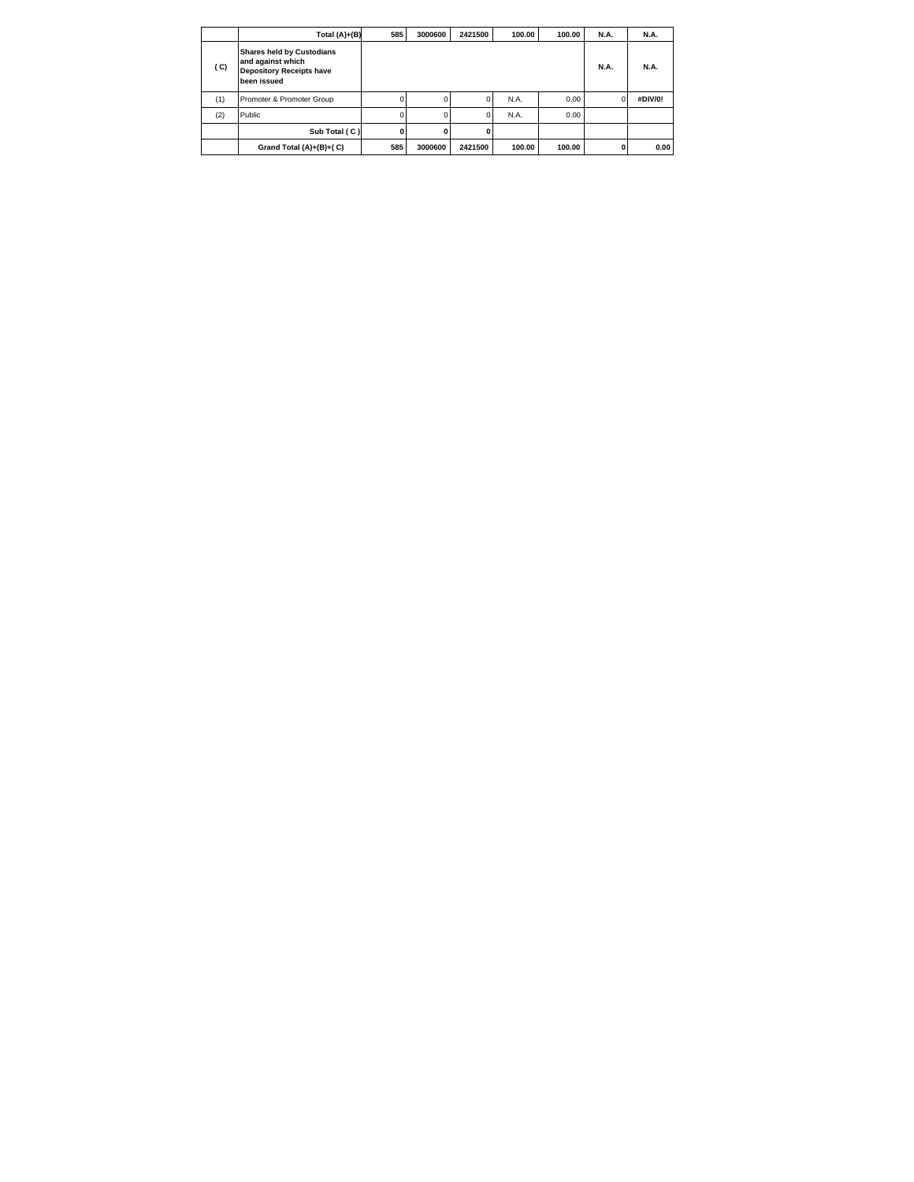| | Total (A)+(B) | 585 | 3000600 | 2421500 | 100.00 | 100.00 | N.A. | N.A. |
|---|---|---|---|---|---|---|---|---|
| ( C) | **Shares held by Custodians and against which Depository Receipts have been issued** | | | | | | N.A. | N.A. |
| (1) | Promoter & Promoter Group | 0 | 0 | 0 | N.A. | 0.00 | 0 | #DIV/0! |
| (2) | Public | 0 | 0 | 0 | N.A. | 0.00 | | |
| | **Sub Total ( C )** | **0** | **0** | **0** | | | | |
| | **Grand Total (A)+(B)+( C)** | **585** | **3000600** | **2421500** | **100.00** | **100.00** | **0** | **0.00** |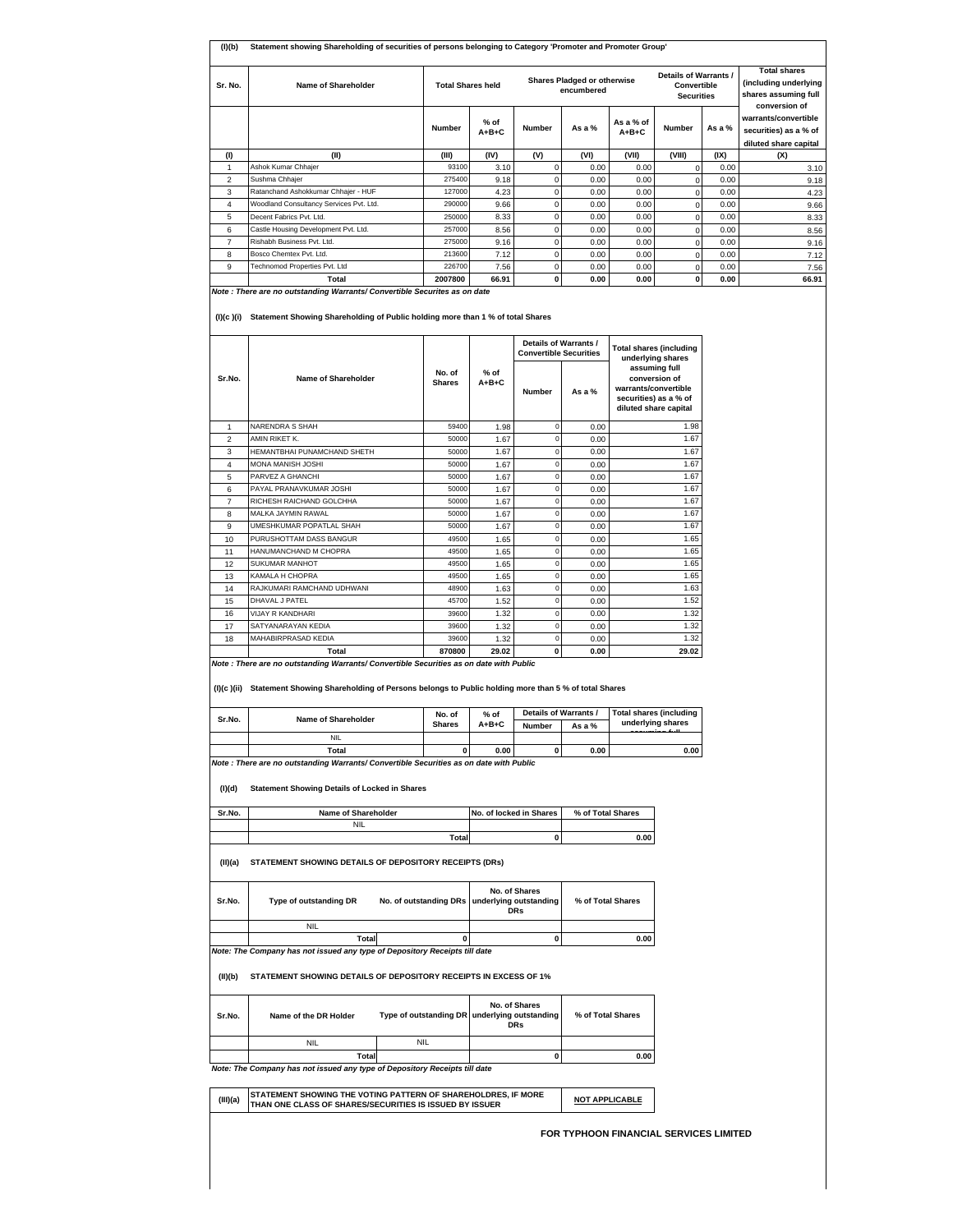**(I)(b) Statement showing Shareholding of securities of persons belonging to Category 'Promoter and Promoter Group'**

| Sr. No. | Name of Shareholder | Total Shares held | | Shares Pladged or otherwise encumbered | | | Details of Warrants / Convertible Securities | | Total shares (including underlying shares assuming full conversion of warrants/convertible securities) as a % of diluted share capital |
|---|---|---|---|---|---|---|---|---|---|
| | | Number | % of A+B+C | Number | As a % | As a % of A+B+C | Number | As a % | |
| (I) | (II) | (III) | (IV) | (V) | (VI) | (VII) | (VIII) | (IX) | (X) |
| 1 | Ashok Kumar Chhajer | 93100 | 3.10 | 0 | 0.00 | 0.00 | 0 | 0.00 | 3.10 |
| 2 | Sushma Chhajer | 275400 | 9.18 | 0 | 0.00 | 0.00 | 0 | 0.00 | 9.18 |
| 3 | Ratanchand Ashokkumar Chhajer - HUF | 127000 | 4.23 | 0 | 0.00 | 0.00 | 0 | 0.00 | 4.23 |
| 4 | Woodland Consultancy Services Pvt. Ltd. | 290000 | 9.66 | 0 | 0.00 | 0.00 | 0 | 0.00 | 9.66 |
| 5 | Decent Fabrics Pvt. Ltd. | 250000 | 8.33 | 0 | 0.00 | 0.00 | 0 | 0.00 | 8.33 |
| 6 | Castle Housing Development Pvt. Ltd. | 257000 | 8.56 | 0 | 0.00 | 0.00 | 0 | 0.00 | 8.56 |
| 7 | Rishabh Business Pvt. Ltd. | 275000 | 9.16 | 0 | 0.00 | 0.00 | 0 | 0.00 | 9.16 |
| 8 | Bosco Chemtex Pvt. Ltd. | 213600 | 7.12 | 0 | 0.00 | 0.00 | 0 | 0.00 | 7.12 |
| 9 | Technomod Properties Pvt. Ltd | 226700 | 7.56 | 0 | 0.00 | 0.00 | 0 | 0.00 | 7.56 |
| | **Total** | **2007800** | **66.91** | **0** | **0.00** | **0.00** | **0** | **0.00** | **66.91** |

***Note : There are no outstanding Warrants/ Convertible Securites as on date***

**(I)(c )(i) Statement Showing Shareholding of Public holding more than 1 % of total Shares**

| Sr.No. | Name of Shareholder | No. of Shares | % of A+B+C | Details of Warrants / Convertible Securities | | Total shares (including underlying shares assuming full conversion of warrants/convertible securities) as a % of diluted share capital |
|---|---|---|---|---|---|---|
| | | | | Number | As a % | |
| 1 | NARENDRA S SHAH | 59400 | 1.98 | 0 | 0.00 | 1.98 |
| 2 | AMIN RIKET K. | 50000 | 1.67 | 0 | 0.00 | 1.67 |
| 3 | HEMANTBHAI PUNAMCHAND SHETH | 50000 | 1.67 | 0 | 0.00 | 1.67 |
| 4 | MONA MANISH JOSHI | 50000 | 1.67 | 0 | 0.00 | 1.67 |
| 5 | PARVEZ A GHANCHI | 50000 | 1.67 | 0 | 0.00 | 1.67 |
| 6 | PAYAL PRANAVKUMAR JOSHI | 50000 | 1.67 | 0 | 0.00 | 1.67 |
| 7 | RICHESH RAICHAND GOLCHHA | 50000 | 1.67 | 0 | 0.00 | 1.67 |
| 8 | MALKA JAYMIN RAWAL | 50000 | 1.67 | 0 | 0.00 | 1.67 |
| 9 | UMESHKUMAR POPATLAL SHAH | 50000 | 1.67 | 0 | 0.00 | 1.67 |
| 10 | PURUSHOTTAM DASS BANGUR | 49500 | 1.65 | 0 | 0.00 | 1.65 |
| 11 | HANUMANCHAND M CHOPRA | 49500 | 1.65 | 0 | 0.00 | 1.65 |
| 12 | SUKUMAR MANHOT | 49500 | 1.65 | 0 | 0.00 | 1.65 |
| 13 | KAMALA H CHOPRA | 49500 | 1.65 | 0 | 0.00 | 1.65 |
| 14 | RAJKUMARI RAMCHAND UDHWANI | 48900 | 1.63 | 0 | 0.00 | 1.63 |
| 15 | DHAVAL J PATEL | 45700 | 1.52 | 0 | 0.00 | 1.52 |
| 16 | VIJAY R KANDHARI | 39600 | 1.32 | 0 | 0.00 | 1.32 |
| 17 | SATYANARAYAN KEDIA | 39600 | 1.32 | 0 | 0.00 | 1.32 |
| 18 | MAHABIRPRASAD KEDIA | 39600 | 1.32 | 0 | 0.00 | 1.32 |
| | **Total** | **870800** | **29.02** | **0** | **0.00** | **29.02** |

***Note : There are no outstanding Warrants/ Convertible Securities as on date with Public***

**(I)(c )(ii) Statement Showing Shareholding of Persons belongs to Public holding more than 5 % of total Shares**

| Sr.No. | Name of Shareholder | No. of Shares | % of A+B+C | Details of Warrants / | | Total shares (including underlying shares assuming full |
|---|---|---|---|---|---|---|
| | | | | Number | As a % | |
| | NIL | | | | | |
| | **Total** | **0** | **0.00** | **0** | **0.00** | **0.00** |

***Note : There are no outstanding Warrants/ Convertible Securities as on date with Public***

**(I)(d) Statement Showing Details of Locked in Shares**

| Sr.No. | Name of Shareholder | No. of locked in Shares | % of Total Shares |
|---|---|---|---|
| | NIL | | |
| | **Total** | **0** | **0.00** |

**(II)(a) STATEMENT SHOWING DETAILS OF DEPOSITORY RECEIPTS (DRs)**

| Sr.No. | Type of outstanding DR | No. of outstanding DRs | No. of Shares underlying outstanding DRs | % of Total Shares |
|---|---|---|---|---|
| | NIL | | | |
| | **Total** | **0** | **0** | **0.00** |

***Note: The Company has not issued any type of Depository Receipts till date***

**(II)(b) STATEMENT SHOWING DETAILS OF DEPOSITORY RECEIPTS IN EXCESS OF 1%**

| Sr.No. | Name of the DR Holder | Type of outstanding DR | No. of Shares underlying outstanding DRs | % of Total Shares |
|---|---|---|---|---|
| | NIL | NIL | | |
| | **Total** | | **0** | **0.00** |

***Note: The Company has not issued any type of Depository Receipts till date***

| (III)(a) | STATEMENT SHOWING THE VOTING PATTERN OF SHAREHOLDRES, IF MORE THAN ONE CLASS OF SHARES/SECURITIES IS ISSUED BY ISSUER | NOT APPLICABLE |
|---|---|---|

**FOR TYPHOON FINANCIAL SERVICES LIMITED**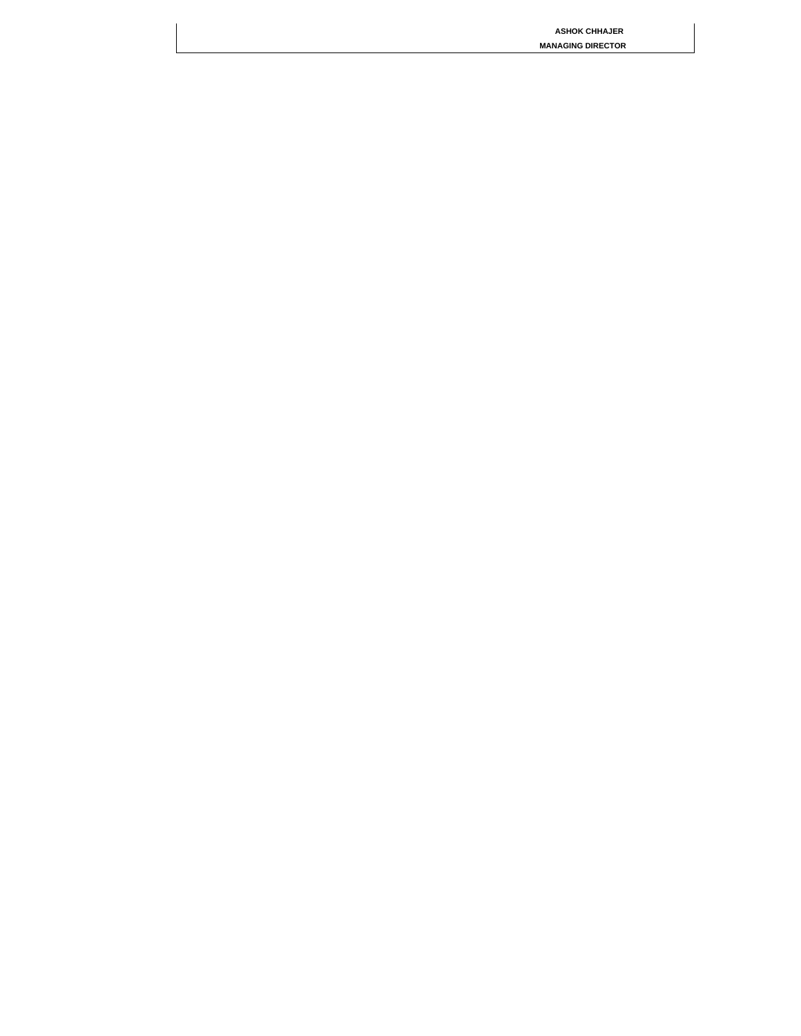**ASHOK CHHAJER**

**MANAGING DIRECTOR**